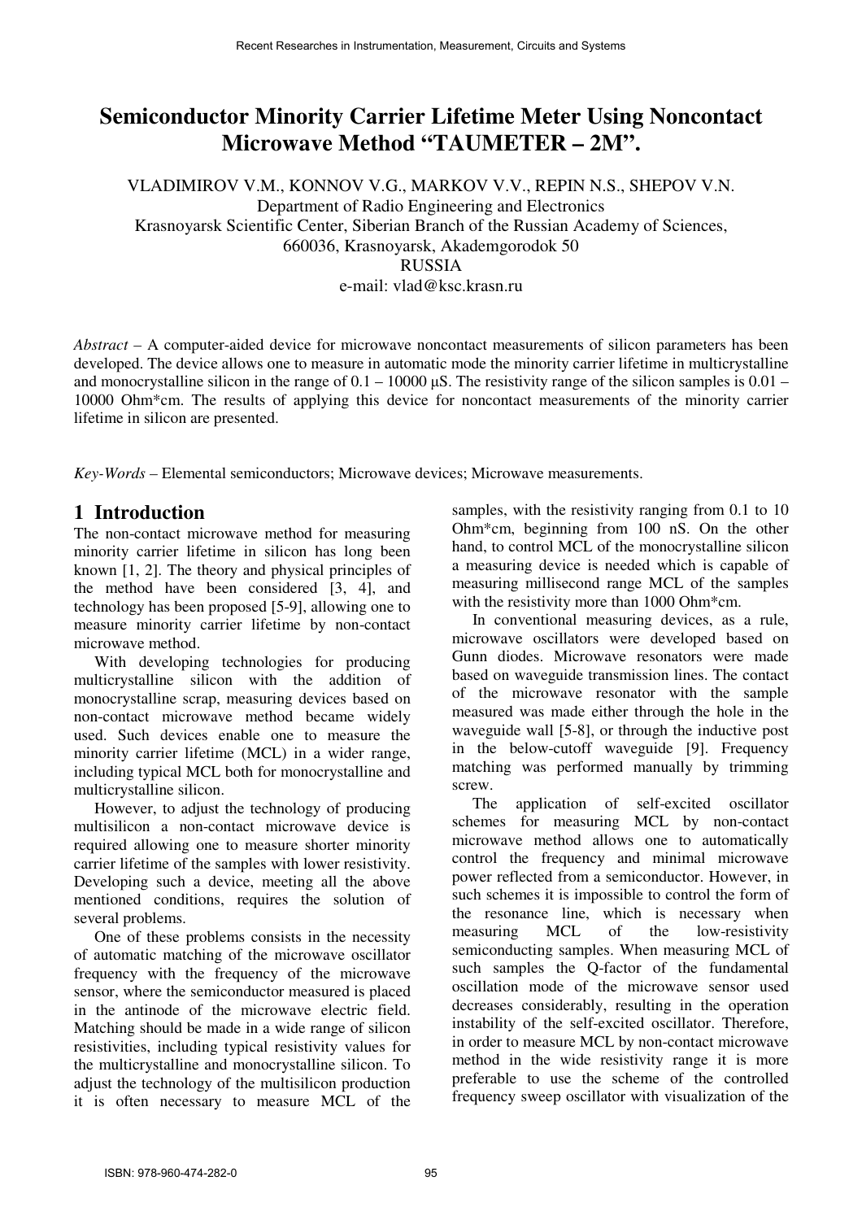# Semiconductor Minority Carrier Lifetime Meter Using Noncontact Microwave Method "TAUMETER – 2M".

VLADIMIROV V.M., KONNOV V.G., MARKOV V.V., REPIN N.S., SHEPOV V.N.
Department of Radio Engineering and Electronics
Krasnoyarsk Scientific Center, Siberian Branch of the Russian Academy of Sciences,
660036, Krasnoyarsk, Akademgorodok 50
RUSSIA
e-mail: vlad@ksc.krasn.ru

*Abstract* – A computer-aided device for microwave noncontact measurements of silicon parameters has been developed. The device allows one to measure in automatic mode the minority carrier lifetime in multicrystalline and monocrystalline silicon in the range of 0.1 – 10000 μS. The resistivity range of the silicon samples is 0.01 – 10000 Ohm*cm. The results of applying this device for noncontact measurements of the minority carrier lifetime in silicon are presented.

*Key-Words* – Elemental semiconductors; Microwave devices; Microwave measurements.

## 1 Introduction

The non-contact microwave method for measuring minority carrier lifetime in silicon has long been known [1, 2]. The theory and physical principles of the method have been considered [3, 4], and technology has been proposed [5-9], allowing one to measure minority carrier lifetime by non-contact microwave method.

With developing technologies for producing multicrystalline silicon with the addition of monocrystalline scrap, measuring devices based on non-contact microwave method became widely used. Such devices enable one to measure the minority carrier lifetime (MCL) in a wider range, including typical MCL both for monocrystalline and multicrystalline silicon.

However, to adjust the technology of producing multisilicon a non-contact microwave device is required allowing one to measure shorter minority carrier lifetime of the samples with lower resistivity. Developing such a device, meeting all the above mentioned conditions, requires the solution of several problems.

One of these problems consists in the necessity of automatic matching of the microwave oscillator frequency with the frequency of the microwave sensor, where the semiconductor measured is placed in the antinode of the microwave electric field. Matching should be made in a wide range of silicon resistivities, including typical resistivity values for the multicrystalline and monocrystalline silicon. To adjust the technology of the multisilicon production it is often necessary to measure MCL of the samples, with the resistivity ranging from 0.1 to 10 Ohm*cm, beginning from 100 nS. On the other hand, to control MCL of the monocrystalline silicon a measuring device is needed which is capable of measuring millisecond range MCL of the samples with the resistivity more than 1000 Ohm*cm.

In conventional measuring devices, as a rule, microwave oscillators were developed based on Gunn diodes. Microwave resonators were made based on waveguide transmission lines. The contact of the microwave resonator with the sample measured was made either through the hole in the waveguide wall [5-8], or through the inductive post in the below-cutoff waveguide [9]. Frequency matching was performed manually by trimming screw.

The application of self-excited oscillator schemes for measuring MCL by non-contact microwave method allows one to automatically control the frequency and minimal microwave power reflected from a semiconductor. However, in such schemes it is impossible to control the form of the resonance line, which is necessary when measuring MCL of the low-resistivity semiconducting samples. When measuring MCL of such samples the Q-factor of the fundamental oscillation mode of the microwave sensor used decreases considerably, resulting in the operation instability of the self-excited oscillator. Therefore, in order to measure MCL by non-contact microwave method in the wide resistivity range it is more preferable to use the scheme of the controlled frequency sweep oscillator with visualization of the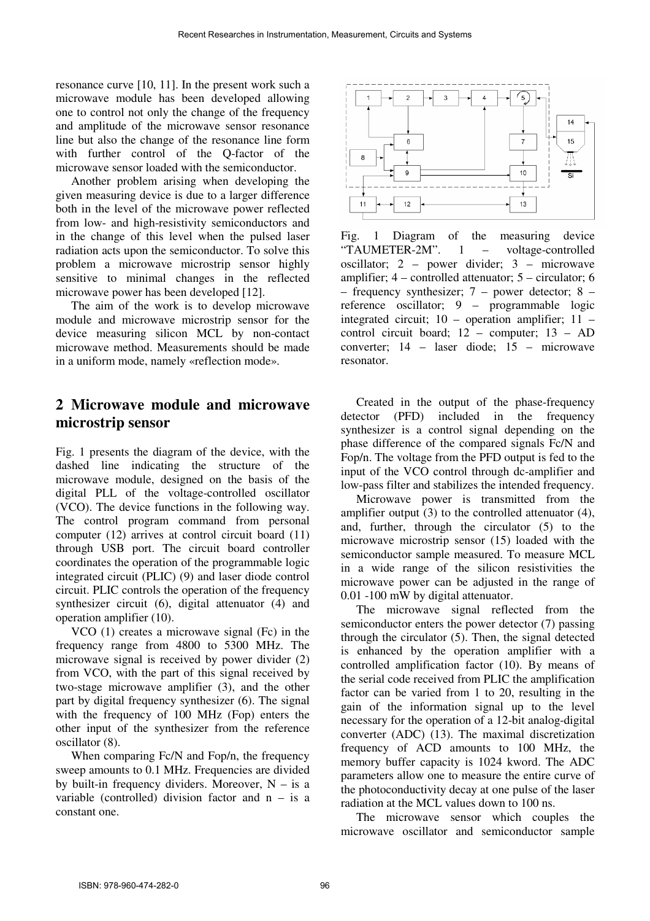resonance curve [10, 11]. In the present work such a microwave module has been developed allowing one to control not only the change of the frequency and amplitude of the microwave sensor resonance line but also the change of the resonance line form with further control of the Q-factor of the microwave sensor loaded with the semiconductor.

Another problem arising when developing the given measuring device is due to a larger difference both in the level of the microwave power reflected from low- and high-resistivity semiconductors and in the change of this level when the pulsed laser radiation acts upon the semiconductor. To solve this problem a microwave microstrip sensor highly sensitive to minimal changes in the reflected microwave power has been developed [12].

The aim of the work is to develop microwave module and microwave microstrip sensor for the device measuring silicon MCL by non-contact microwave method. Measurements should be made in a uniform mode, namely «reflection mode».

## 2 Microwave module and microwave microstrip sensor

Fig. 1 presents the diagram of the device, with the dashed line indicating the structure of the microwave module, designed on the basis of the digital PLL of the voltage-controlled oscillator (VCO). The device functions in the following way. The control program command from personal computer (12) arrives at control circuit board (11) through USB port. The circuit board controller coordinates the operation of the programmable logic integrated circuit (PLIC) (9) and laser diode control circuit. PLIC controls the operation of the frequency synthesizer circuit (6), digital attenuator (4) and operation amplifier (10).

VCO (1) creates a microwave signal (Fc) in the frequency range from 4800 to 5300 MHz. The microwave signal is received by power divider (2) from VCO, with the part of this signal received by two-stage microwave amplifier (3), and the other part by digital frequency synthesizer (6). The signal with the frequency of 100 MHz (Fop) enters the other input of the synthesizer from the reference oscillator (8).

When comparing Fc/N and Fop/n, the frequency sweep amounts to 0.1 MHz. Frequencies are divided by built-in frequency dividers. Moreover, N – is a variable (controlled) division factor and n – is a constant one.

Fig. 1 Diagram of the measuring device "TAUMETER-2M". 1 – voltage-controlled oscillator; 2 – power divider; 3 – microwave amplifier; 4 – controlled attenuator; 5 – circulator; 6 – frequency synthesizer; 7 – power detector; 8 – reference oscillator; 9 – programmable logic integrated circuit; 10 – operation amplifier; 11 – control circuit board; 12 – computer; 13 – AD converter; 14 – laser diode; 15 – microwave resonator.

Created in the output of the phase-frequency detector (PFD) included in the frequency synthesizer is a control signal depending on the phase difference of the compared signals Fc/N and Fop/n. The voltage from the PFD output is fed to the input of the VCO control through dc-amplifier and low-pass filter and stabilizes the intended frequency.

Microwave power is transmitted from the amplifier output (3) to the controlled attenuator (4), and, further, through the circulator (5) to the microwave microstrip sensor (15) loaded with the semiconductor sample measured. To measure MCL in a wide range of the silicon resistivities the microwave power can be adjusted in the range of 0.01 -100 mW by digital attenuator.

The microwave signal reflected from the semiconductor enters the power detector (7) passing through the circulator (5). Then, the signal detected is enhanced by the operation amplifier with a controlled amplification factor (10). By means of the serial code received from PLIC the amplification factor can be varied from 1 to 20, resulting in the gain of the information signal up to the level necessary for the operation of a 12-bit analog-digital converter (ADC) (13). The maximal discretization frequency of ACD amounts to 100 MHz, the memory buffer capacity is 1024 kword. The ADC parameters allow one to measure the entire curve of the photoconductivity decay at one pulse of the laser radiation at the MCL values down to 100 ns.

The microwave sensor which couples the microwave oscillator and semiconductor sample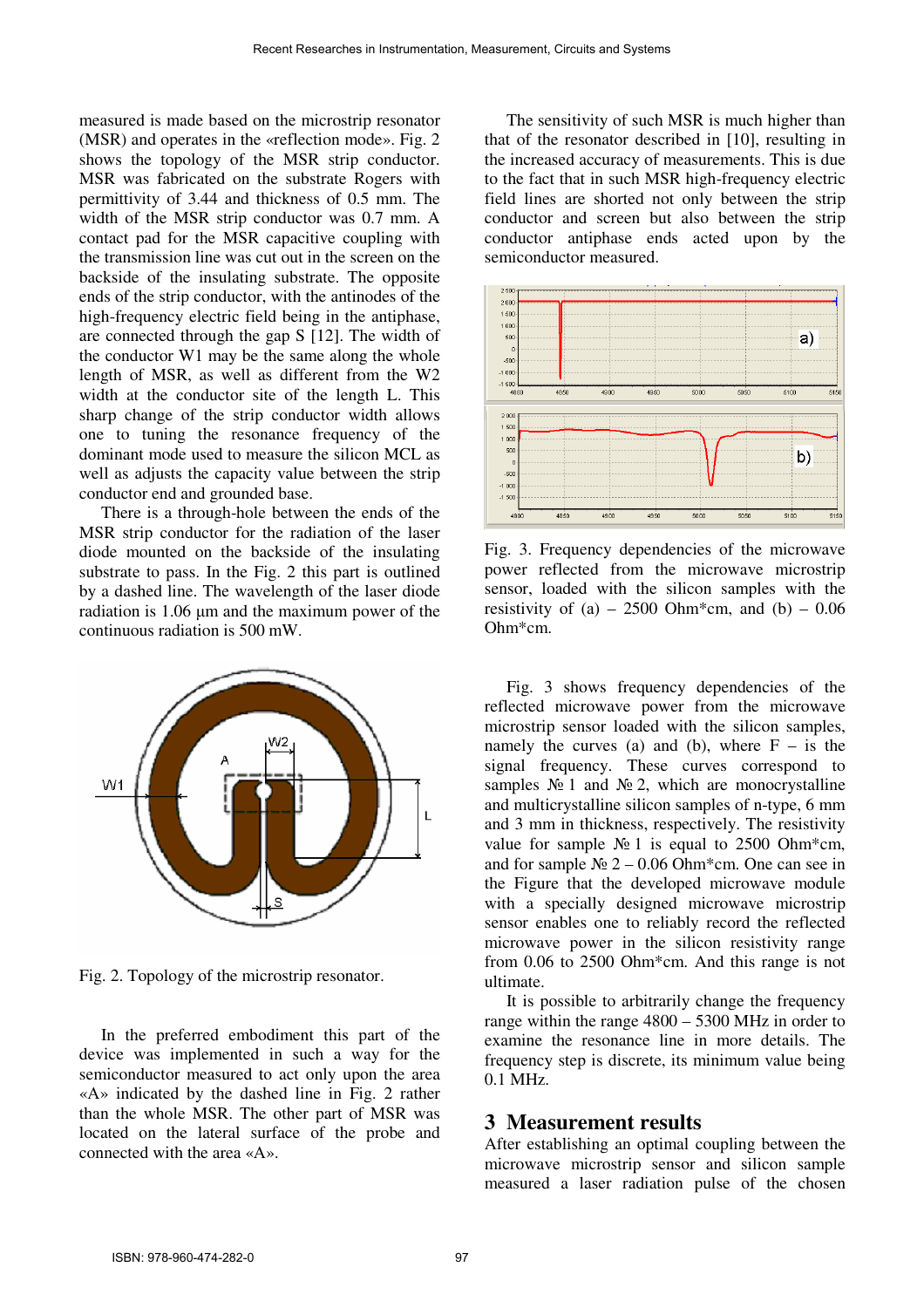measured is made based on the microstrip resonator (MSR) and operates in the «reflection mode». Fig. 2 shows the topology of the MSR strip conductor. MSR was fabricated on the substrate Rogers with permittivity of 3.44 and thickness of 0.5 mm. The width of the MSR strip conductor was 0.7 mm. A contact pad for the MSR capacitive coupling with the transmission line was cut out in the screen on the backside of the insulating substrate. The opposite ends of the strip conductor, with the antinodes of the high-frequency electric field being in the antiphase, are connected through the gap S [12]. The width of the conductor W1 may be the same along the whole length of MSR, as well as different from the W2 width at the conductor site of the length L. This sharp change of the strip conductor width allows one to tuning the resonance frequency of the dominant mode used to measure the silicon MCL as well as adjusts the capacity value between the strip conductor end and grounded base.

There is a through-hole between the ends of the MSR strip conductor for the radiation of the laser diode mounted on the backside of the insulating substrate to pass. In the Fig. 2 this part is outlined by a dashed line. The wavelength of the laser diode radiation is 1.06 µm and the maximum power of the continuous radiation is 500 mW.

Fig. 2. Topology of the microstrip resonator.

In the preferred embodiment this part of the device was implemented in such a way for the semiconductor measured to act only upon the area «A» indicated by the dashed line in Fig. 2 rather than the whole MSR. The other part of MSR was located on the lateral surface of the probe and connected with the area «A».

The sensitivity of such MSR is much higher than that of the resonator described in [10], resulting in the increased accuracy of measurements. This is due to the fact that in such MSR high-frequency electric field lines are shorted not only between the strip conductor and screen but also between the strip conductor antiphase ends acted upon by the semiconductor measured.

Fig. 3. Frequency dependencies of the microwave power reflected from the microwave microstrip sensor, loaded with the silicon samples with the resistivity of (a) – 2500 Ohm*cm, and (b) – 0.06 Ohm*cm.

Fig. 3 shows frequency dependencies of the reflected microwave power from the microwave microstrip sensor loaded with the silicon samples, namely the curves (a) and (b), where F – is the signal frequency. These curves correspond to samples № 1 and № 2, which are monocrystalline and multicrystalline silicon samples of n-type, 6 mm and 3 mm in thickness, respectively. The resistivity value for sample № 1 is equal to 2500 Ohm*cm, and for sample № 2 – 0.06 Ohm*cm. One can see in the Figure that the developed microwave module with a specially designed microwave microstrip sensor enables one to reliably record the reflected microwave power in the silicon resistivity range from 0.06 to 2500 Ohm*cm. And this range is not ultimate.

It is possible to arbitrarily change the frequency range within the range 4800 – 5300 MHz in order to examine the resonance line in more details. The frequency step is discrete, its minimum value being 0.1 MHz.

## 3 Measurement results

After establishing an optimal coupling between the microwave microstrip sensor and silicon sample measured a laser radiation pulse of the chosen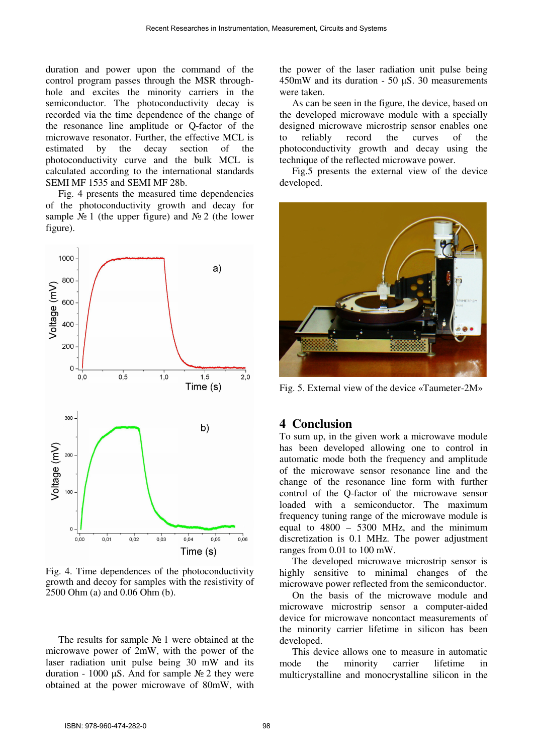duration and power upon the command of the control program passes through the MSR through-hole and excites the minority carriers in the semiconductor. The photoconductivity decay is recorded via the time dependence of the change of the resonance line amplitude or Q-factor of the microwave resonator. Further, the effective MCL is estimated by the decay section of the photoconductivity curve and the bulk MCL is calculated according to the international standards SEMI MF 1535 and SEMI MF 28b.

Fig. 4 presents the measured time dependencies of the photoconductivity growth and decay for sample № 1 (the upper figure) and № 2 (the lower figure).

Fig. 4. Time dependences of the photoconductivity growth and decoy for samples with the resistivity of 2500 Ohm (a) and 0.06 Ohm (b).

The results for sample № 1 were obtained at the microwave power of 2mW, with the power of the laser radiation unit pulse being 30 mW and its duration - 1000 μS. And for sample № 2 they were obtained at the power microwave of 80mW, with the power of the laser radiation unit pulse being 450mW and its duration - 50 μS. 30 measurements were taken.

As can be seen in the figure, the device, based on the developed microwave module with a specially designed microwave microstrip sensor enables one to reliably record the curves of the photoconductivity growth and decay using the technique of the reflected microwave power.

Fig.5 presents the external view of the device developed.

Fig. 5. External view of the device «Taumeter-2M»

## 4 Conclusion

To sum up, in the given work a microwave module has been developed allowing one to control in automatic mode both the frequency and amplitude of the microwave sensor resonance line and the change of the resonance line form with further control of the Q-factor of the microwave sensor loaded with a semiconductor. The maximum frequency tuning range of the microwave module is equal to 4800 – 5300 MHz, and the minimum discretization is 0.1 MHz. The power adjustment ranges from 0.01 to 100 mW.

The developed microwave microstrip sensor is highly sensitive to minimal changes of the microwave power reflected from the semiconductor.

On the basis of the microwave module and microwave microstrip sensor a computer-aided device for microwave noncontact measurements of the minority carrier lifetime in silicon has been developed.

This device allows one to measure in automatic mode the minority carrier lifetime in multicrystalline and monocrystalline silicon in the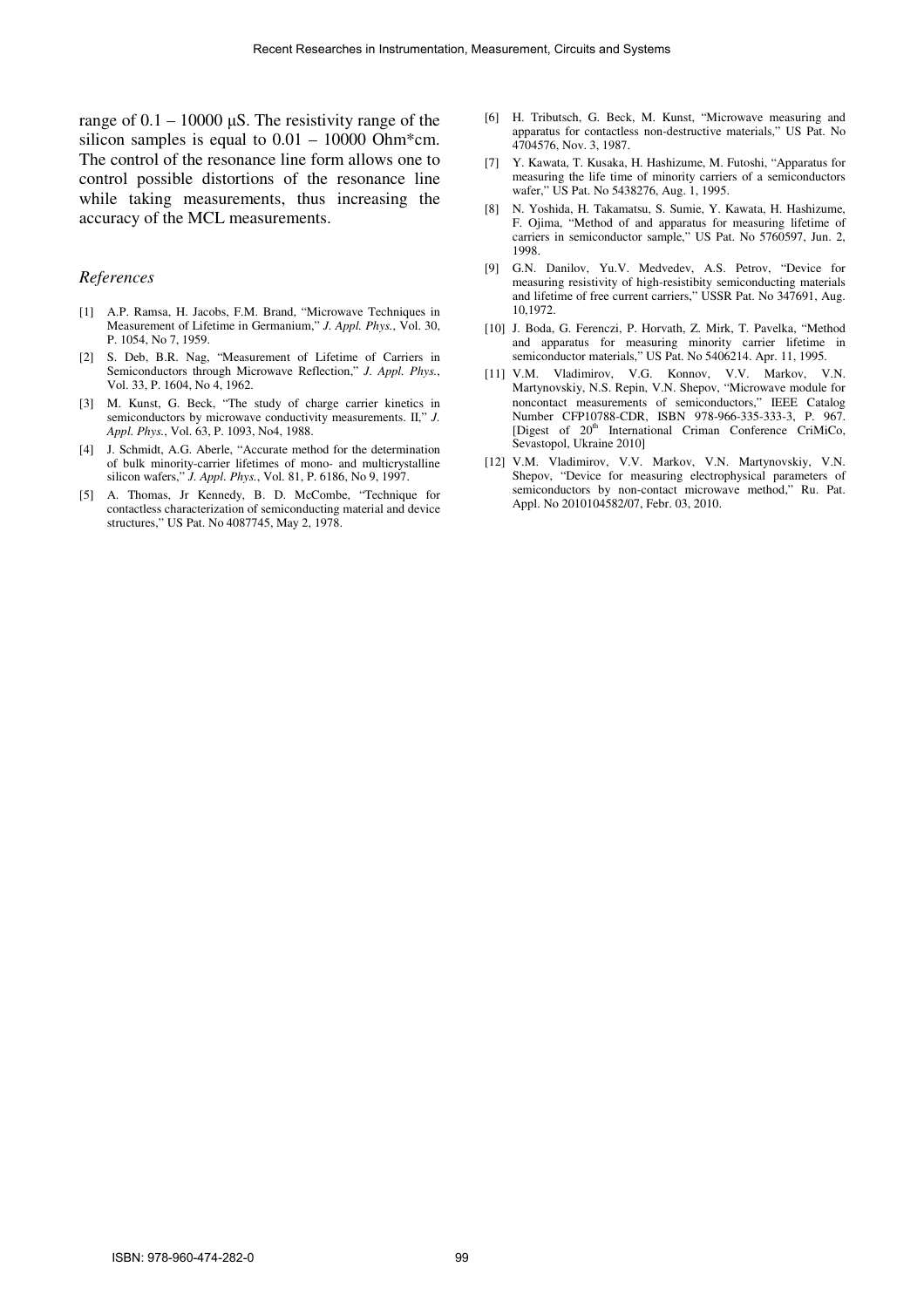range of 0.1 – 10000 μS. The resistivity range of the silicon samples is equal to 0.01 – 10000 Ohm*cm. The control of the resonance line form allows one to control possible distortions of the resonance line while taking measurements, thus increasing the accuracy of the MCL measurements.

## *References*

[1] A.P. Ramsa, H. Jacobs, F.M. Brand, "Microwave Techniques in Measurement of Lifetime in Germanium," *J. Appl. Phys.*, Vol. 30, P. 1054, No 7, 1959.

[2] S. Deb, B.R. Nag, "Measurement of Lifetime of Carriers in Semiconductors through Microwave Reflection," *J. Appl. Phys.*, Vol. 33, P. 1604, No 4, 1962.

[3] M. Kunst, G. Beck, "The study of charge carrier kinetics in semiconductors by microwave conductivity measurements. II," *J. Appl. Phys.*, Vol. 63, P. 1093, No4, 1988.

[4] J. Schmidt, A.G. Aberle, "Accurate method for the determination of bulk minority-carrier lifetimes of mono- and multicrystalline silicon wafers," *J. Appl. Phys.*, Vol. 81, P. 6186, No 9, 1997.

[5] A. Thomas, Jr Kennedy, B. D. McCombe, "Technique for contactless characterization of semiconducting material and device structures," US Pat. No 4087745, May 2, 1978.

[6] H. Tributsch, G. Beck, M. Kunst, "Microwave measuring and apparatus for contactless non-destructive materials," US Pat. No 4704576, Nov. 3, 1987.

[7] Y. Kawata, T. Kusaka, H. Hashizume, M. Futoshi, "Apparatus for measuring the life time of minority carriers of a semiconductors wafer," US Pat. No 5438276, Aug. 1, 1995.

[8] N. Yoshida, H. Takamatsu, S. Sumie, Y. Kawata, H. Hashizume, F. Ojima, "Method of and apparatus for measuring lifetime of carriers in semiconductor sample," US Pat. No 5760597, Jun. 2, 1998.

[9] G.N. Danilov, Yu.V. Medvedev, A.S. Petrov, "Device for measuring resistivity of high-resistibity semiconducting materials and lifetime of free current carriers," USSR Pat. No 347691, Aug. 10,1972.

[10] J. Boda, G. Ferenczi, P. Horvath, Z. Mirk, T. Pavelka, "Method and apparatus for measuring minority carrier lifetime in semiconductor materials," US Pat. No 5406214. Apr. 11, 1995.

[11] V.M. Vladimirov, V.G. Konnov, V.V. Markov, V.N. Martynovskiy, N.S. Repin, V.N. Shepov, "Microwave module for noncontact measurements of semiconductors," IEEE Catalog Number CFP10788-CDR, ISBN 978-966-335-333-3, P. 967. [Digest of 20th International Criman Conference CriMiCo, Sevastopol, Ukraine 2010]

[12] V.M. Vladimirov, V.V. Markov, V.N. Martynovskiy, V.N. Shepov, "Device for measuring electrophysical parameters of semiconductors by non-contact microwave method," Ru. Pat. Appl. No 2010104582/07, Febr. 03, 2010.